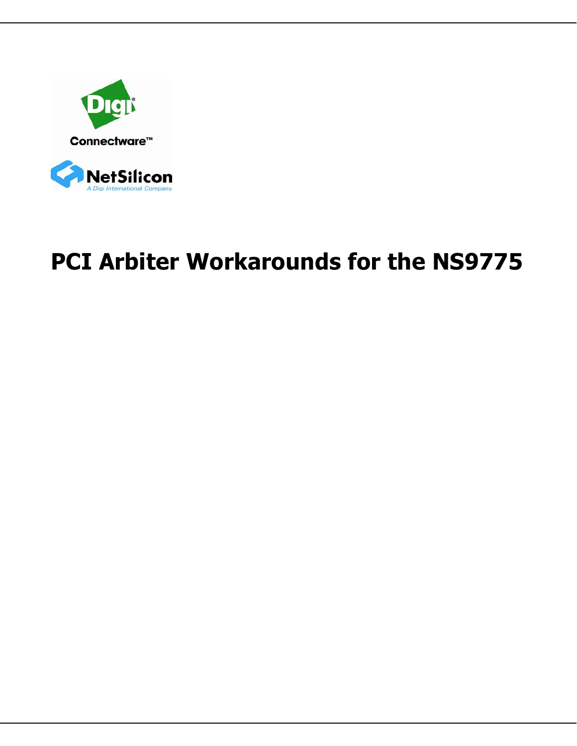# PCI Arbiter Workarounds for the NS9775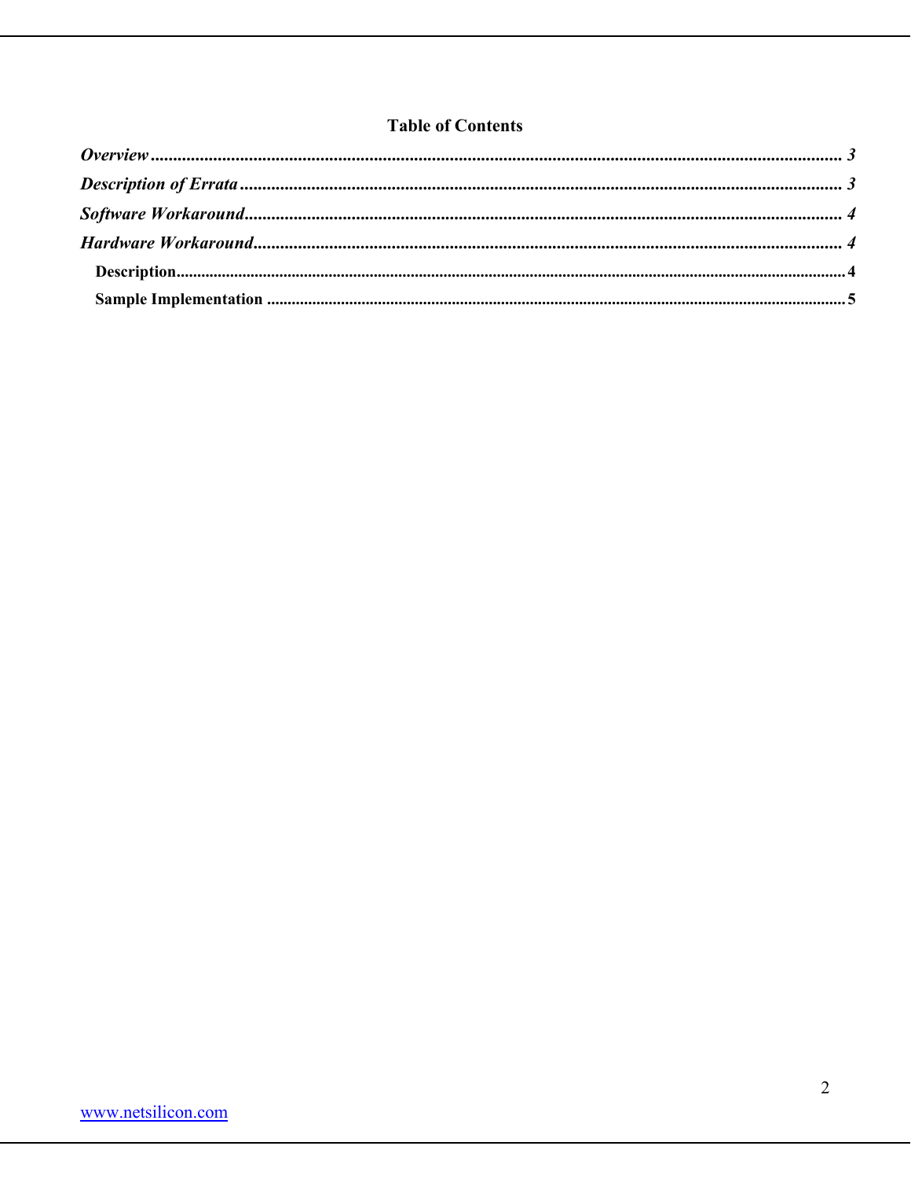# Table of Contents

*Overview* ........................................................................ *3*

*Description of Errata* ........................................................................ *3*

*Software Workaround* ........................................................................ *4*

*Hardware Workaround* ........................................................................ *4*

- **Description** ........................................................................ **4**
- **Sample Implementation** ........................................................................ **5**

www.netsilicon.com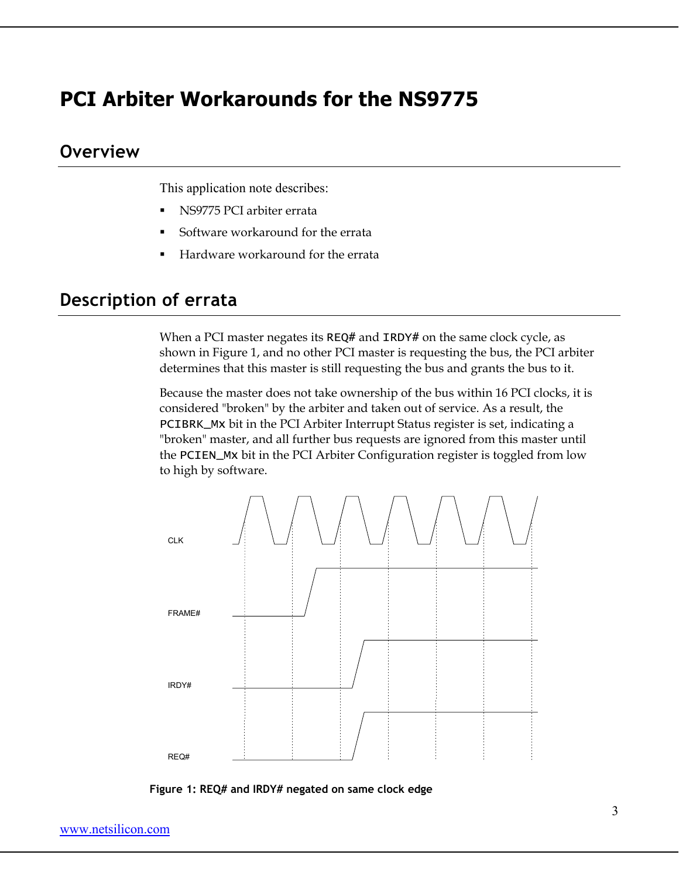# PCI Arbiter Workarounds for the NS9775

## Overview

This application note describes:

- NS9775 PCI arbiter errata
- Software workaround for the errata
- Hardware workaround for the errata

## Description of errata

When a PCI master negates its `REQ#` and `IRDY#` on the same clock cycle, as shown in Figure 1, and no other PCI master is requesting the bus, the PCI arbiter determines that this master is still requesting the bus and grants the bus to it.

Because the master does not take ownership of the bus within 16 PCI clocks, it is considered "broken" by the arbiter and taken out of service. As a result, the `PCIBRK_Mx` bit in the PCI Arbiter Interrupt Status register is set, indicating a "broken" master, and all further bus requests are ignored from this master until the `PCIEN_Mx` bit in the PCI Arbiter Configuration register is toggled from low to high by software.

**Figure 1: REQ# and IRDY# negated on same clock edge**

[www.netsilicon.com](http://www.netsilicon.com)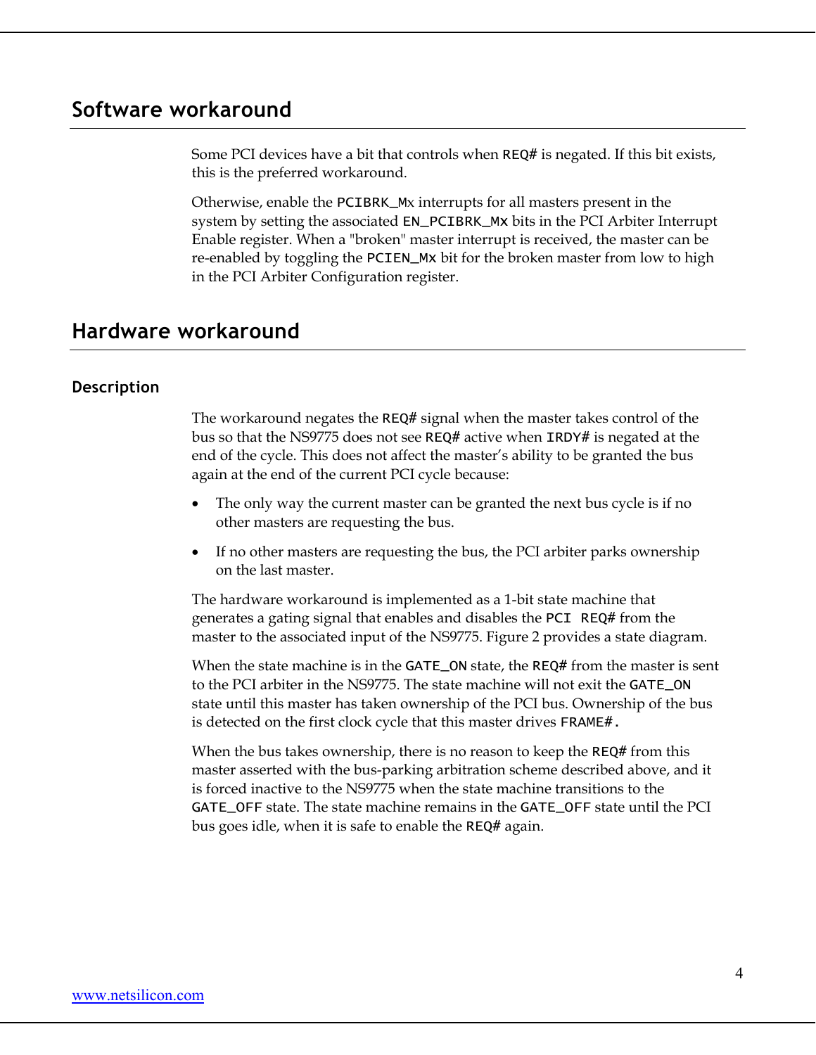## Software workaround

Some PCI devices have a bit that controls when `REQ#` is negated. If this bit exists, this is the preferred workaround.

Otherwise, enable the `PCIBRK_Mx` interrupts for all masters present in the system by setting the associated `EN_PCIBRK_Mx` bits in the PCI Arbiter Interrupt Enable register. When a "broken" master interrupt is received, the master can be re-enabled by toggling the `PCIEN_Mx` bit for the broken master from low to high in the PCI Arbiter Configuration register.

## Hardware workaround

### Description

The workaround negates the `REQ#` signal when the master takes control of the bus so that the NS9775 does not see `REQ#` active when `IRDY#` is negated at the end of the cycle. This does not affect the master's ability to be granted the bus again at the end of the current PCI cycle because:

- The only way the current master can be granted the next bus cycle is if no other masters are requesting the bus.
- If no other masters are requesting the bus, the PCI arbiter parks ownership on the last master.

The hardware workaround is implemented as a 1-bit state machine that generates a gating signal that enables and disables the `PCI REQ#` from the master to the associated input of the NS9775. Figure 2 provides a state diagram.

When the state machine is in the `GATE_ON` state, the `REQ#` from the master is sent to the PCI arbiter in the NS9775. The state machine will not exit the `GATE_ON` state until this master has taken ownership of the PCI bus. Ownership of the bus is detected on the first clock cycle that this master drives `FRAME#.`

When the bus takes ownership, there is no reason to keep the `REQ#` from this master asserted with the bus-parking arbitration scheme described above, and it is forced inactive to the NS9775 when the state machine transitions to the `GATE_OFF` state. The state machine remains in the `GATE_OFF` state until the PCI bus goes idle, when it is safe to enable the `REQ#` again.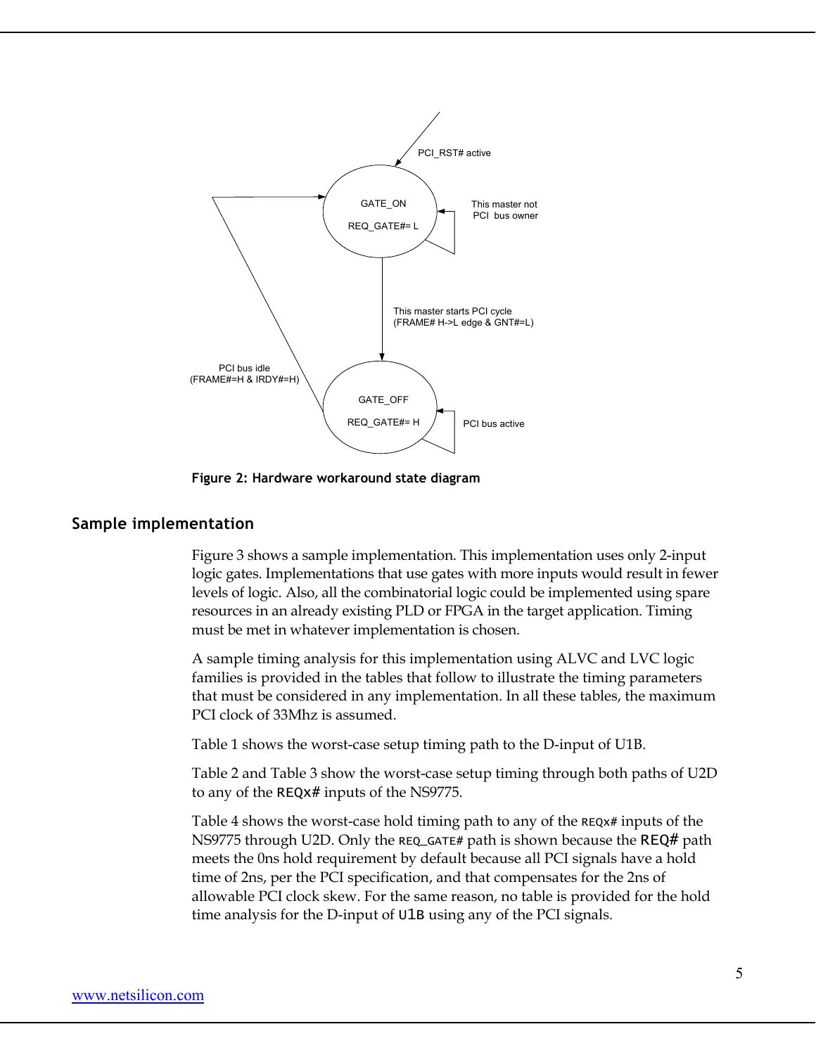PCI_RST# active

GATE_ON

REQ_GATE#= L

This master not PCI bus owner

This master starts PCI cycle
(FRAME# H->L edge & GNT#=L)

PCI bus idle
(FRAME#=H & IRDY#=H)

GATE_OFF

REQ_GATE#= H

PCI bus active

**Figure 2: Hardware workaround state diagram**

## Sample implementation

Figure 3 shows a sample implementation. This implementation uses only 2-input logic gates. Implementations that use gates with more inputs would result in fewer levels of logic. Also, all the combinatorial logic could be implemented using spare resources in an already existing PLD or FPGA in the target application. Timing must be met in whatever implementation is chosen.

A sample timing analysis for this implementation using ALVC and LVC logic families is provided in the tables that follow to illustrate the timing parameters that must be considered in any implementation. In all these tables, the maximum PCI clock of 33Mhz is assumed.

Table 1 shows the worst-case setup timing path to the D-input of U1B.

Table 2 and Table 3 show the worst-case setup timing through both paths of U2D to any of the REQx# inputs of the NS9775.

Table 4 shows the worst-case hold timing path to any of the REQx# inputs of the NS9775 through U2D. Only the REQ_GATE# path is shown because the REQ# path meets the 0ns hold requirement by default because all PCI signals have a hold time of 2ns, per the PCI specification, and that compensates for the 2ns of allowable PCI clock skew. For the same reason, no table is provided for the hold time analysis for the D-input of U1B using any of the PCI signals.

www.netsilicon.com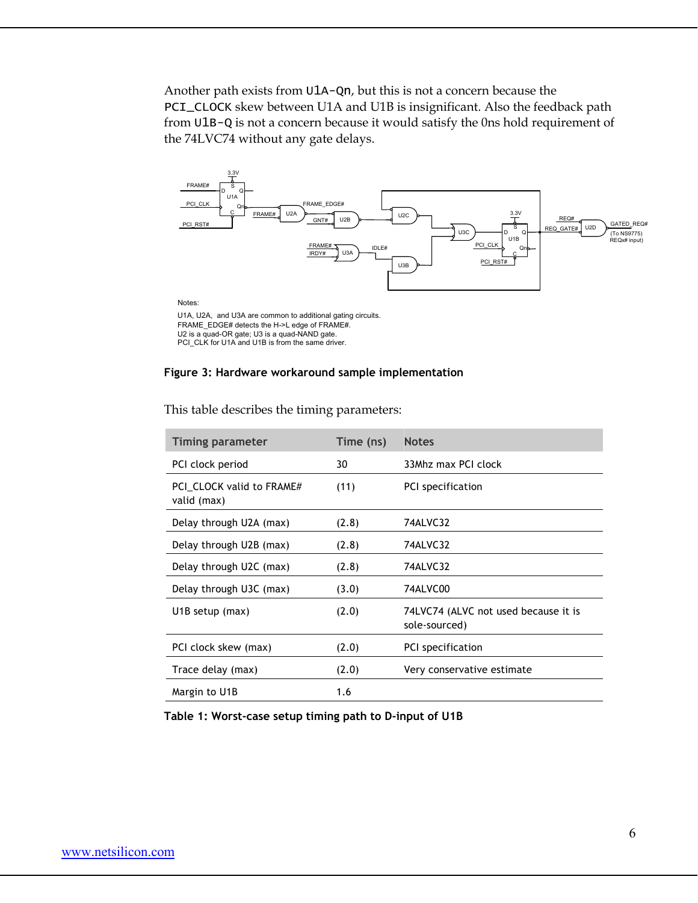Another path exists from `U1A-Qn`, but this is not a concern because the `PCI_CLOCK` skew between U1A and U1B is insignificant. Also the feedback path from `U1B-Q` is not a concern because it would satisfy the 0ns hold requirement of the 74LVC74 without any gate delays.

Notes:

U1A, U2A, and U3A are common to additional gating circuits.
FRAME_EDGE# detects the H->L edge of FRAME#.
U2 is a quad-OR gate; U3 is a quad-NAND gate.
PCI_CLK for U1A and U1B is from the same driver.

**Figure 3: Hardware workaround sample implementation**

This table describes the timing parameters:

| Timing parameter | Time (ns) | Notes |
|---|---|---|
| PCI clock period | 30 | 33Mhz max PCI clock |
| PCI_CLOCK valid to FRAME# valid (max) | (11) | PCI specification |
| Delay through U2A (max) | (2.8) | 74ALVC32 |
| Delay through U2B (max) | (2.8) | 74ALVC32 |
| Delay through U2C (max) | (2.8) | 74ALVC32 |
| Delay through U3C (max) | (3.0) | 74ALVC00 |
| U1B setup (max) | (2.0) | 74LVC74 (ALVC not used because it is sole-sourced) |
| PCI clock skew (max) | (2.0) | PCI specification |
| Trace delay (max) | (2.0) | Very conservative estimate |
| Margin to U1B | 1.6 | |

**Table 1: Worst-case setup timing path to D-input of U1B**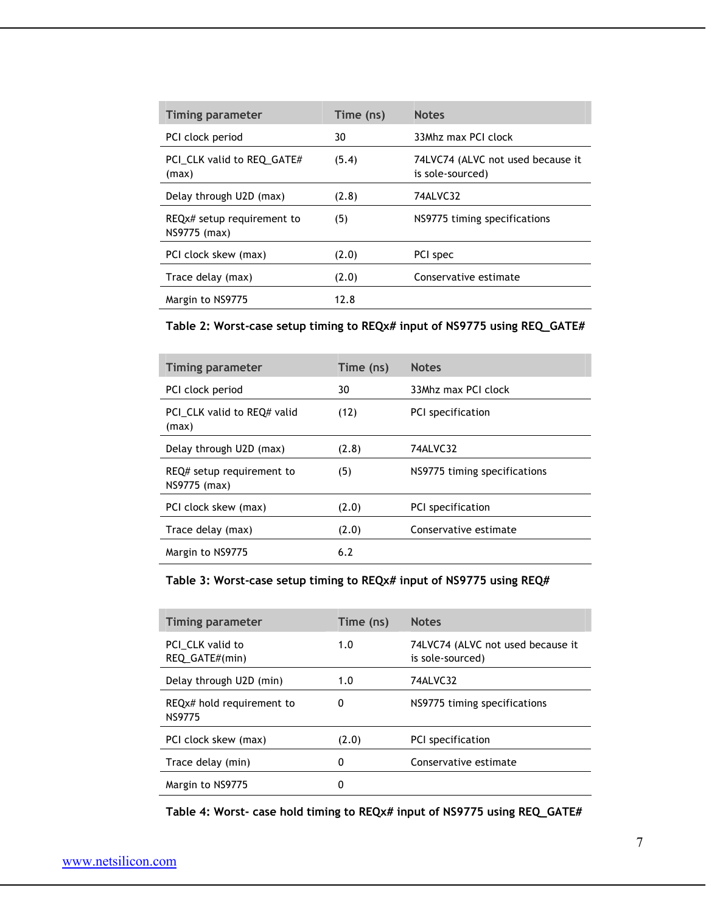| Timing parameter | Time (ns) | Notes |
|---|---|---|
| PCI clock period | 30 | 33Mhz max PCI clock |
| PCI_CLK valid to REQ_GATE# (max) | (5.4) | 74LVC74 (ALVC not used because it is sole-sourced) |
| Delay through U2D (max) | (2.8) | 74ALVC32 |
| REQx# setup requirement to NS9775 (max) | (5) | NS9775 timing specifications |
| PCI clock skew (max) | (2.0) | PCI spec |
| Trace delay (max) | (2.0) | Conservative estimate |
| Margin to NS9775 | 12.8 | |

**Table 2: Worst-case setup timing to REQx# input of NS9775 using REQ_GATE#**

| Timing parameter | Time (ns) | Notes |
|---|---|---|
| PCI clock period | 30 | 33Mhz max PCI clock |
| PCI_CLK valid to REQ# valid (max) | (12) | PCI specification |
| Delay through U2D (max) | (2.8) | 74ALVC32 |
| REQ# setup requirement to NS9775 (max) | (5) | NS9775 timing specifications |
| PCI clock skew (max) | (2.0) | PCI specification |
| Trace delay (max) | (2.0) | Conservative estimate |
| Margin to NS9775 | 6.2 | |

**Table 3: Worst-case setup timing to REQx# input of NS9775 using REQ#**

| Timing parameter | Time (ns) | Notes |
|---|---|---|
| PCI_CLK valid to REQ_GATE#(min) | 1.0 | 74LVC74 (ALVC not used because it is sole-sourced) |
| Delay through U2D (min) | 1.0 | 74ALVC32 |
| REQx# hold requirement to NS9775 | 0 | NS9775 timing specifications |
| PCI clock skew (max) | (2.0) | PCI specification |
| Trace delay (min) | 0 | Conservative estimate |
| Margin to NS9775 | 0 | |

**Table 4: Worst- case hold timing to REQx# input of NS9775 using REQ_GATE#**

www.netsilicon.com